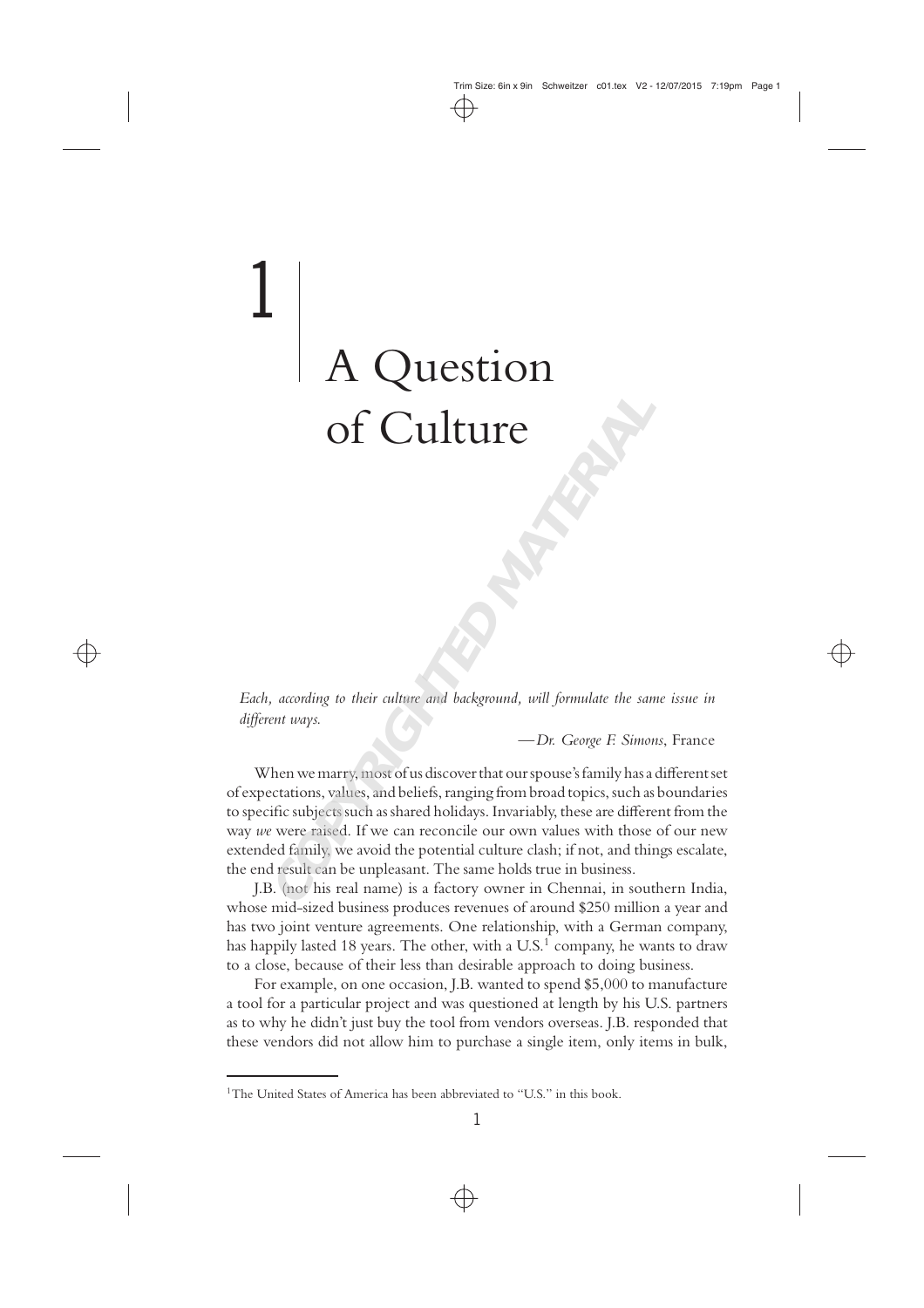# 1 A Question of Culture

*Each, according to their culture and background, will formulate the same issue in different ways.*

—*Dr. George F. Simons*, France

When we marry, most of us discover that our spouse's family has a different set of expectations, values, and beliefs, ranging from broad topics, such as boundaries to specific subjects such as shared holidays. Invariably, these are different from the way *we* were raised. If we can reconcile our own values with those of our new extended family, we avoid the potential culture clash; if not, and things escalate, the end result can be unpleasant. The same holds true in business.

J.B. (not his real name) is a factory owner in Chennai, in southern India, whose mid-sized business produces revenues of around $250 million a year and has two joint venture agreements. One relationship, with a German company, has happily lasted 18 years. The other, with a U.S.[1] company, he wants to draw to a close, because of their less than desirable approach to doing business.

For example, on one occasion, J.B. wanted to spend $5,000 to manufacture a tool for a particular project and was questioned at length by his U.S. partners as to why he didn't just buy the tool from vendors overseas. J.B. responded that these vendors did not allow him to purchase a single item, only items in bulk,

[1] The United States of America has been abbreviated to "U.S." in this book.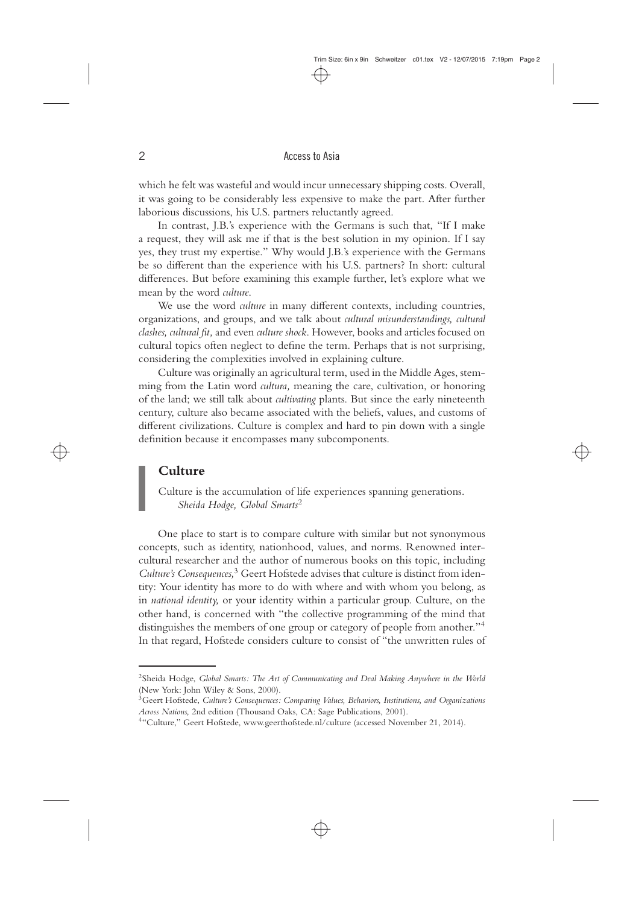which he felt was wasteful and would incur unnecessary shipping costs. Overall, it was going to be considerably less expensive to make the part. After further laborious discussions, his U.S. partners reluctantly agreed.

In contrast, J.B.'s experience with the Germans is such that, "If I make a request, they will ask me if that is the best solution in my opinion. If I say yes, they trust my expertise." Why would J.B.'s experience with the Germans be so different than the experience with his U.S. partners? In short: cultural differences. But before examining this example further, let's explore what we mean by the word *culture*.

We use the word *culture* in many different contexts, including countries, organizations, and groups, and we talk about *cultural misunderstandings, cultural clashes, cultural fit,* and even *culture shock*. However, books and articles focused on cultural topics often neglect to define the term. Perhaps that is not surprising, considering the complexities involved in explaining culture.

Culture was originally an agricultural term, used in the Middle Ages, stemming from the Latin word *cultura,* meaning the care, cultivation, or honoring of the land; we still talk about *cultivating* plants. But since the early nineteenth century, culture also became associated with the beliefs, values, and customs of different civilizations. Culture is complex and hard to pin down with a single definition because it encompasses many subcomponents.

> **Culture**
>
> Culture is the accumulation of life experiences spanning generations.
> *Sheida Hodge, Global Smarts*[2]

One place to start is to compare culture with similar but not synonymous concepts, such as identity, nationhood, values, and norms. Renowned intercultural researcher and the author of numerous books on this topic, including *Culture's Consequences,*[3] Geert Hofstede advises that culture is distinct from identity: Your identity has more to do with where and with whom you belong, as in *national identity,* or your identity within a particular group. Culture, on the other hand, is concerned with "the collective programming of the mind that distinguishes the members of one group or category of people from another."[4] In that regard, Hofstede considers culture to consist of "the unwritten rules of

---

[2]Sheida Hodge, *Global Smarts: The Art of Communicating and Deal Making Anywhere in the World* (New York: John Wiley & Sons, 2000).

[3]Geert Hofstede, *Culture's Consequences: Comparing Values, Behaviors, Institutions, and Organizations Across Nations,* 2nd edition (Thousand Oaks, CA: Sage Publications, 2001).

[4]"Culture," Geert Hofstede, www.geerthofstede.nl/culture (accessed November 21, 2014).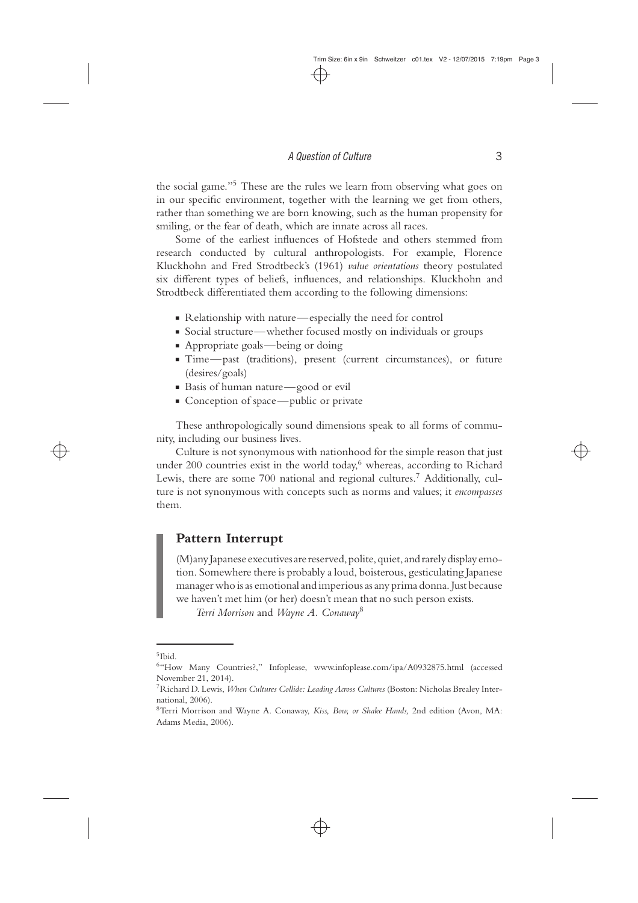the social game."[5] These are the rules we learn from observing what goes on in our specific environment, together with the learning we get from others, rather than something we are born knowing, such as the human propensity for smiling, or the fear of death, which are innate across all races.

Some of the earliest influences of Hofstede and others stemmed from research conducted by cultural anthropologists. For example, Florence Kluckhohn and Fred Strodtbeck's (1961) *value orientations* theory postulated six different types of beliefs, influences, and relationships. Kluckhohn and Strodtbeck differentiated them according to the following dimensions:

- Relationship with nature—especially the need for control
- Social structure—whether focused mostly on individuals or groups
- Appropriate goals—being or doing
- Time—past (traditions), present (current circumstances), or future (desires/goals)
- Basis of human nature—good or evil
- Conception of space—public or private

These anthropologically sound dimensions speak to all forms of community, including our business lives.

Culture is not synonymous with nationhood for the simple reason that just under 200 countries exist in the world today,[6] whereas, according to Richard Lewis, there are some 700 national and regional cultures.[7] Additionally, culture is not synonymous with concepts such as norms and values; it *encompasses* them.

## Pattern Interrupt

> (M)any Japanese executives are reserved, polite, quiet, and rarely display emotion. Somewhere there is probably a loud, boisterous, gesticulating Japanese manager who is as emotional and imperious as any prima donna. Just because we haven't met him (or her) doesn't mean that no such person exists.
>
> *Terri Morrison* and *Wayne A. Conaway*[8]

---

[5] Ibid.

[6] "How Many Countries?," Infoplease, www.infoplease.com/ipa/A0932875.html (accessed November 21, 2014).

[7] Richard D. Lewis, *When Cultures Collide: Leading Across Cultures* (Boston: Nicholas Brealey International, 2006).

[8] Terri Morrison and Wayne A. Conaway, *Kiss, Bow, or Shake Hands,* 2nd edition (Avon, MA: Adams Media, 2006).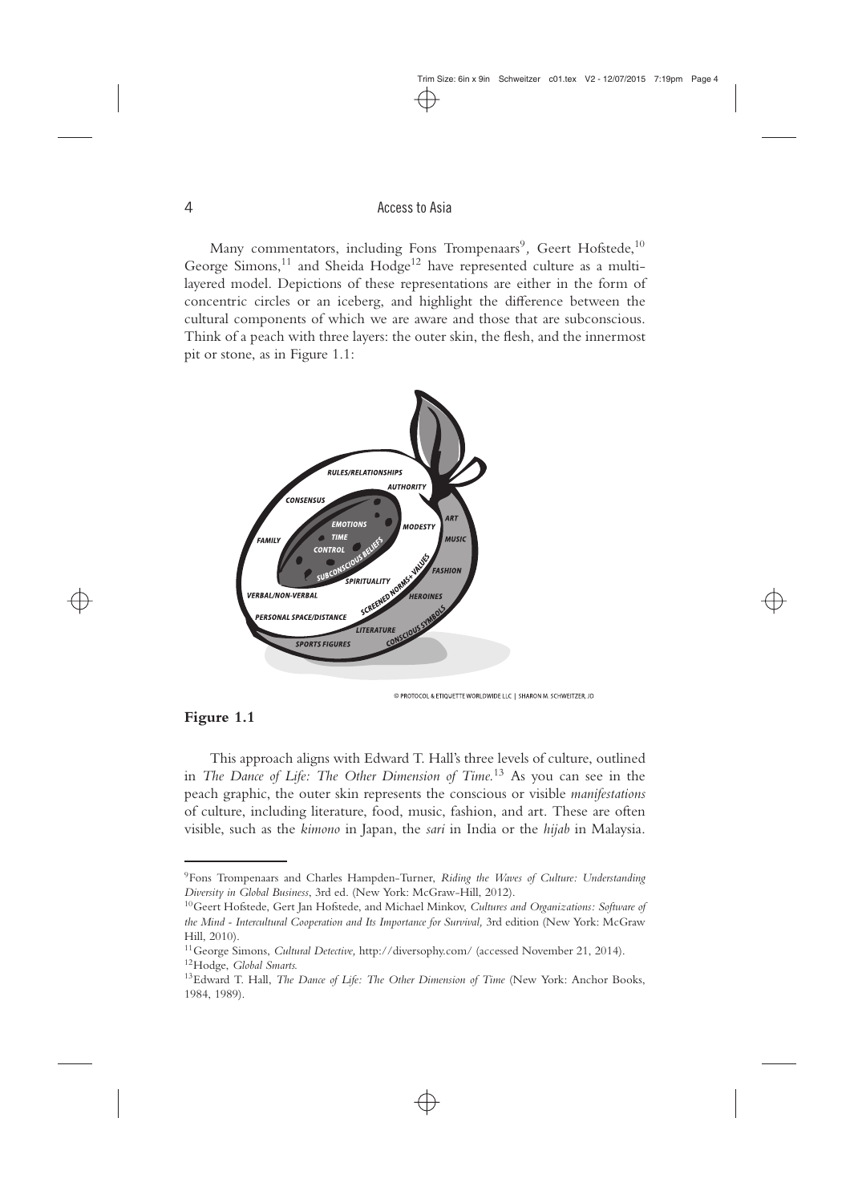Many commentators, including Fons Trompenaars[9], Geert Hofstede,[10] George Simons,[11] and Sheida Hodge[12] have represented culture as a multi-layered model. Depictions of these representations are either in the form of concentric circles or an iceberg, and highlight the difference between the cultural components of which we are aware and those that are subconscious. Think of a peach with three layers: the outer skin, the flesh, and the innermost pit or stone, as in Figure 1.1:

**Figure 1.1**

This approach aligns with Edward T. Hall's three levels of culture, outlined in *The Dance of Life: The Other Dimension of Time.*[13] As you can see in the peach graphic, the outer skin represents the conscious or visible *manifestations* of culture, including literature, food, music, fashion, and art. These are often visible, such as the *kimono* in Japan, the *sari* in India or the *hijab* in Malaysia.

---

[9] Fons Trompenaars and Charles Hampden-Turner, *Riding the Waves of Culture: Understanding Diversity in Global Business*, 3rd ed. (New York: McGraw-Hill, 2012).

[10] Geert Hofstede, Gert Jan Hofstede, and Michael Minkov, *Cultures and Organizations: Software of the Mind - Intercultural Cooperation and Its Importance for Survival,* 3rd edition (New York: McGraw Hill, 2010).

[11] George Simons, *Cultural Detective,* http://diversophy.com/ (accessed November 21, 2014).

[12] Hodge, *Global Smarts.*

[13] Edward T. Hall, *The Dance of Life: The Other Dimension of Time* (New York: Anchor Books, 1984, 1989).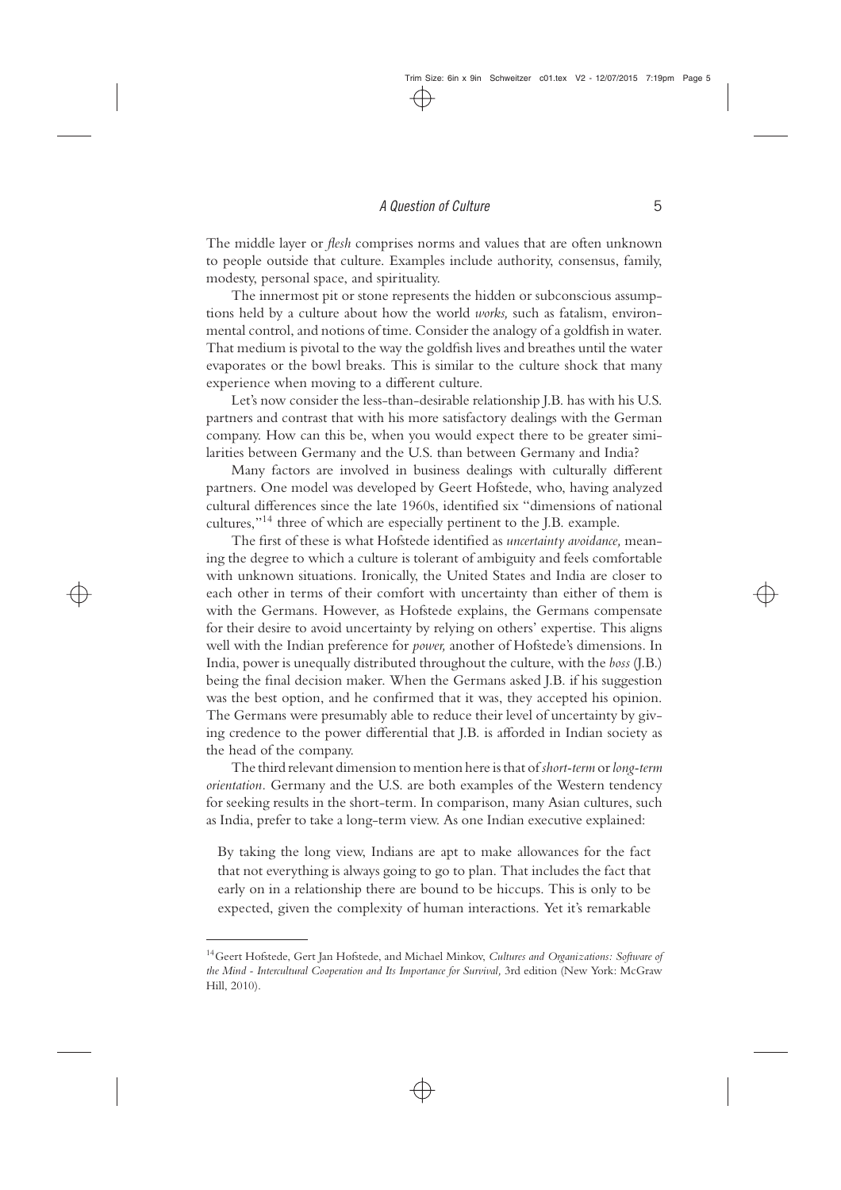The middle layer or *flesh* comprises norms and values that are often unknown to people outside that culture. Examples include authority, consensus, family, modesty, personal space, and spirituality.

The innermost pit or stone represents the hidden or subconscious assumptions held by a culture about how the world *works,* such as fatalism, environmental control, and notions of time. Consider the analogy of a goldfish in water. That medium is pivotal to the way the goldfish lives and breathes until the water evaporates or the bowl breaks. This is similar to the culture shock that many experience when moving to a different culture.

Let's now consider the less-than-desirable relationship J.B. has with his U.S. partners and contrast that with his more satisfactory dealings with the German company. How can this be, when you would expect there to be greater similarities between Germany and the U.S. than between Germany and India?

Many factors are involved in business dealings with culturally different partners. One model was developed by Geert Hofstede, who, having analyzed cultural differences since the late 1960s, identified six "dimensions of national cultures,"[14] three of which are especially pertinent to the J.B. example.

The first of these is what Hofstede identified as *uncertainty avoidance,* meaning the degree to which a culture is tolerant of ambiguity and feels comfortable with unknown situations. Ironically, the United States and India are closer to each other in terms of their comfort with uncertainty than either of them is with the Germans. However, as Hofstede explains, the Germans compensate for their desire to avoid uncertainty by relying on others' expertise. This aligns well with the Indian preference for *power,* another of Hofstede's dimensions. In India, power is unequally distributed throughout the culture, with the *boss* (J.B.) being the final decision maker. When the Germans asked J.B. if his suggestion was the best option, and he confirmed that it was, they accepted his opinion. The Germans were presumably able to reduce their level of uncertainty by giving credence to the power differential that J.B. is afforded in Indian society as the head of the company.

The third relevant dimension to mention here is that of *short-term* or *long-term orientation*. Germany and the U.S. are both examples of the Western tendency for seeking results in the short-term. In comparison, many Asian cultures, such as India, prefer to take a long-term view. As one Indian executive explained:

> By taking the long view, Indians are apt to make allowances for the fact that not everything is always going to go to plan. That includes the fact that early on in a relationship there are bound to be hiccups. This is only to be expected, given the complexity of human interactions. Yet it's remarkable

[14] Geert Hofstede, Gert Jan Hofstede, and Michael Minkov, *Cultures and Organizations: Software of the Mind - Intercultural Cooperation and Its Importance for Survival,* 3rd edition (New York: McGraw Hill, 2010).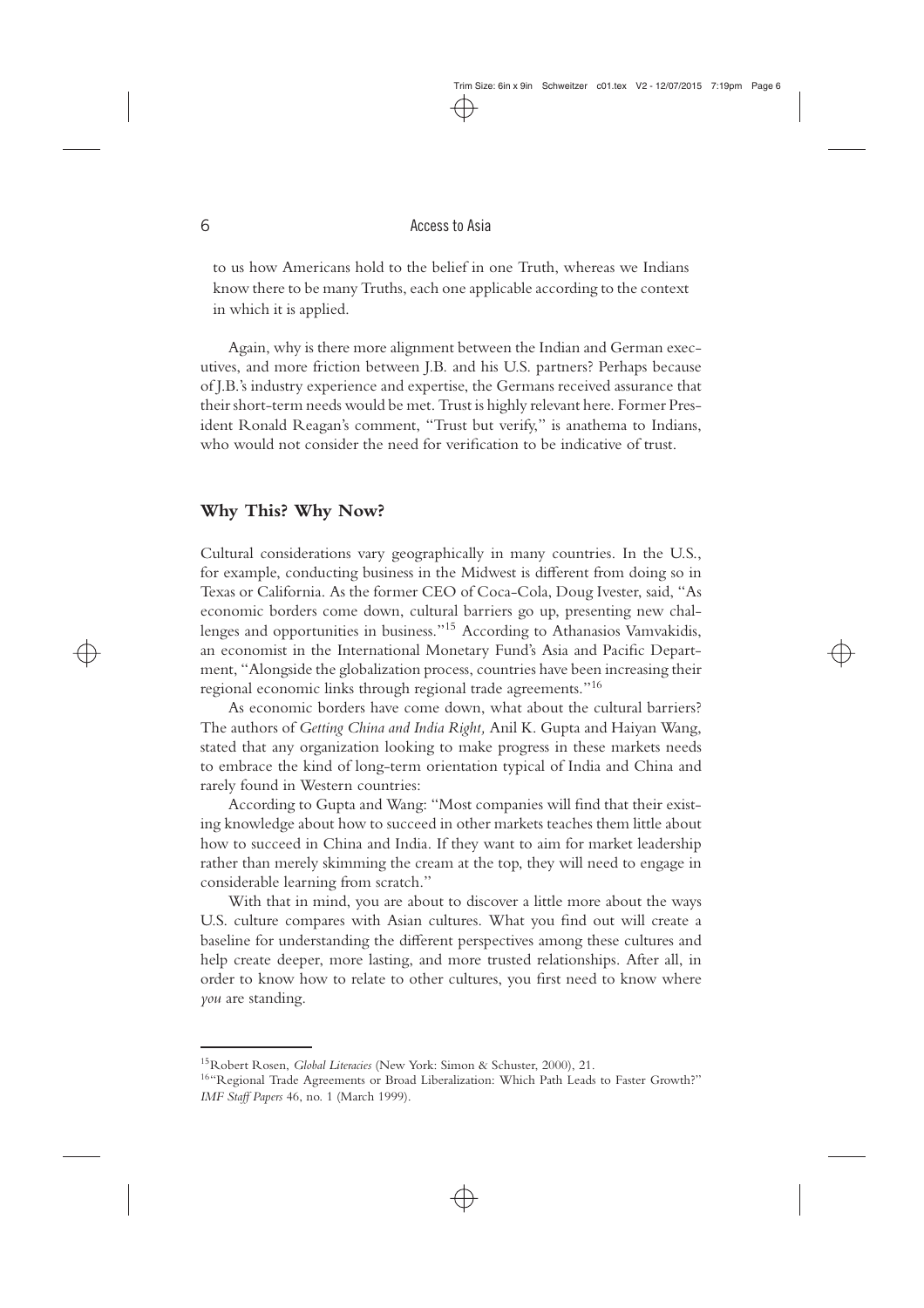to us how Americans hold to the belief in one Truth, whereas we Indians know there to be many Truths, each one applicable according to the context in which it is applied.

Again, why is there more alignment between the Indian and German executives, and more friction between J.B. and his U.S. partners? Perhaps because of J.B.'s industry experience and expertise, the Germans received assurance that their short-term needs would be met. Trust is highly relevant here. Former President Ronald Reagan's comment, "Trust but verify," is anathema to Indians, who would not consider the need for verification to be indicative of trust.

## Why This? Why Now?

Cultural considerations vary geographically in many countries. In the U.S., for example, conducting business in the Midwest is different from doing so in Texas or California. As the former CEO of Coca-Cola, Doug Ivester, said, "As economic borders come down, cultural barriers go up, presenting new challenges and opportunities in business."[15] According to Athanasios Vamvakidis, an economist in the International Monetary Fund's Asia and Pacific Department, "Alongside the globalization process, countries have been increasing their regional economic links through regional trade agreements."[16]

As economic borders have come down, what about the cultural barriers? The authors of *Getting China and India Right,* Anil K. Gupta and Haiyan Wang, stated that any organization looking to make progress in these markets needs to embrace the kind of long-term orientation typical of India and China and rarely found in Western countries:

According to Gupta and Wang: "Most companies will find that their existing knowledge about how to succeed in other markets teaches them little about how to succeed in China and India. If they want to aim for market leadership rather than merely skimming the cream at the top, they will need to engage in considerable learning from scratch."

With that in mind, you are about to discover a little more about the ways U.S. culture compares with Asian cultures. What you find out will create a baseline for understanding the different perspectives among these cultures and help create deeper, more lasting, and more trusted relationships. After all, in order to know how to relate to other cultures, you first need to know where *you* are standing.

---

[15] Robert Rosen, *Global Literacies* (New York: Simon & Schuster, 2000), 21.

[16] "Regional Trade Agreements or Broad Liberalization: Which Path Leads to Faster Growth?" *IMF Staff Papers* 46, no. 1 (March 1999).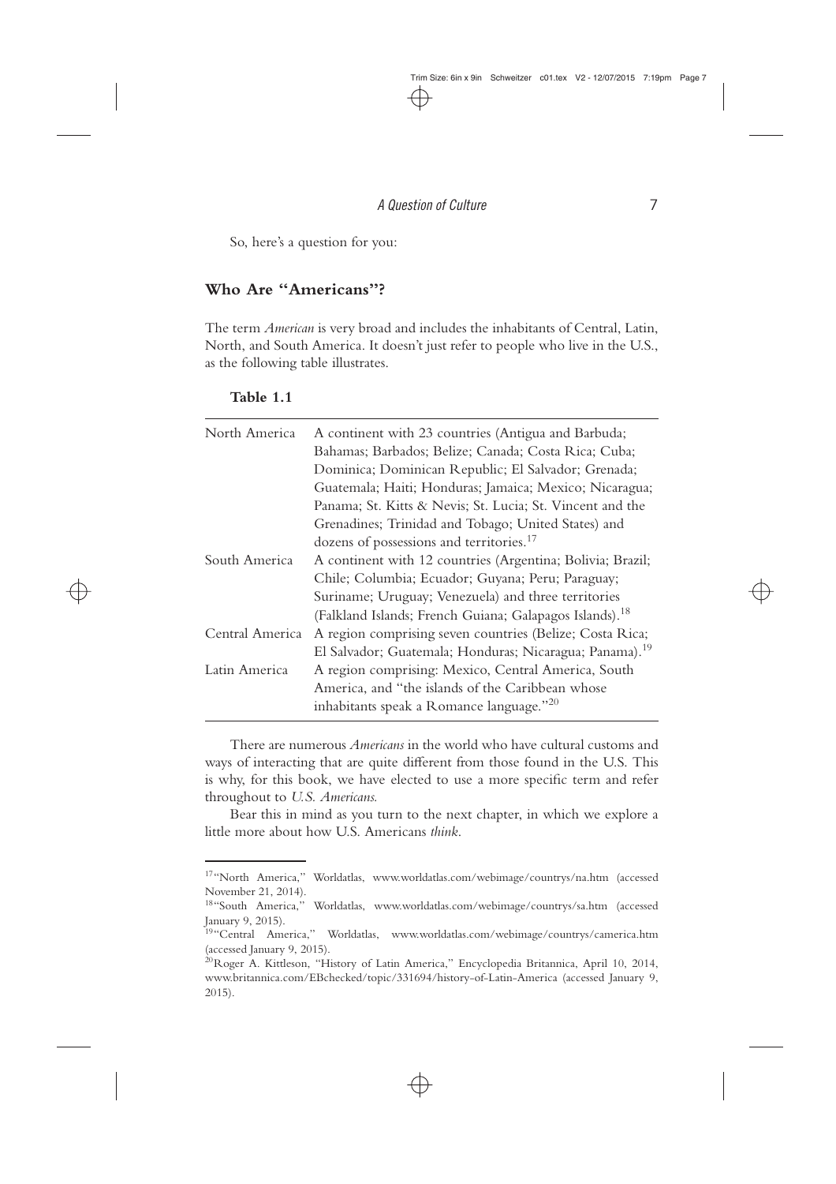So, here's a question for you:

## Who Are "Americans"?

The term *American* is very broad and includes the inhabitants of Central, Latin, North, and South America. It doesn't just refer to people who live in the U.S., as the following table illustrates.

**Table 1.1**

| | |
|---|---|
| North America | A continent with 23 countries (Antigua and Barbuda; Bahamas; Barbados; Belize; Canada; Costa Rica; Cuba; Dominica; Dominican Republic; El Salvador; Grenada; Guatemala; Haiti; Honduras; Jamaica; Mexico; Nicaragua; Panama; St. Kitts & Nevis; St. Lucia; St. Vincent and the Grenadines; Trinidad and Tobago; United States) and dozens of possessions and territories.[17] |
| South America | A continent with 12 countries (Argentina; Bolivia; Brazil; Chile; Columbia; Ecuador; Guyana; Peru; Paraguay; Suriname; Uruguay; Venezuela) and three territories (Falkland Islands; French Guiana; Galapagos Islands).[18] |
| Central America | A region comprising seven countries (Belize; Costa Rica; El Salvador; Guatemala; Honduras; Nicaragua; Panama).[19] |
| Latin America | A region comprising: Mexico, Central America, South America, and "the islands of the Caribbean whose inhabitants speak a Romance language."[20] |

There are numerous *Americans* in the world who have cultural customs and ways of interacting that are quite different from those found in the U.S. This is why, for this book, we have elected to use a more specific term and refer throughout to *U.S. Americans.*

Bear this in mind as you turn to the next chapter, in which we explore a little more about how U.S. Americans *think*.

---

[17] "North America," Worldatlas, www.worldatlas.com/webimage/countrys/na.htm (accessed November 21, 2014).

[18] "South America," Worldatlas, www.worldatlas.com/webimage/countrys/sa.htm (accessed January 9, 2015).

[19] "Central America," Worldatlas, www.worldatlas.com/webimage/countrys/camerica.htm (accessed January 9, 2015).

[20] Roger A. Kittleson, "History of Latin America," Encyclopedia Britannica, April 10, 2014, www.britannica.com/EBchecked/topic/331694/history-of-Latin-America (accessed January 9, 2015).